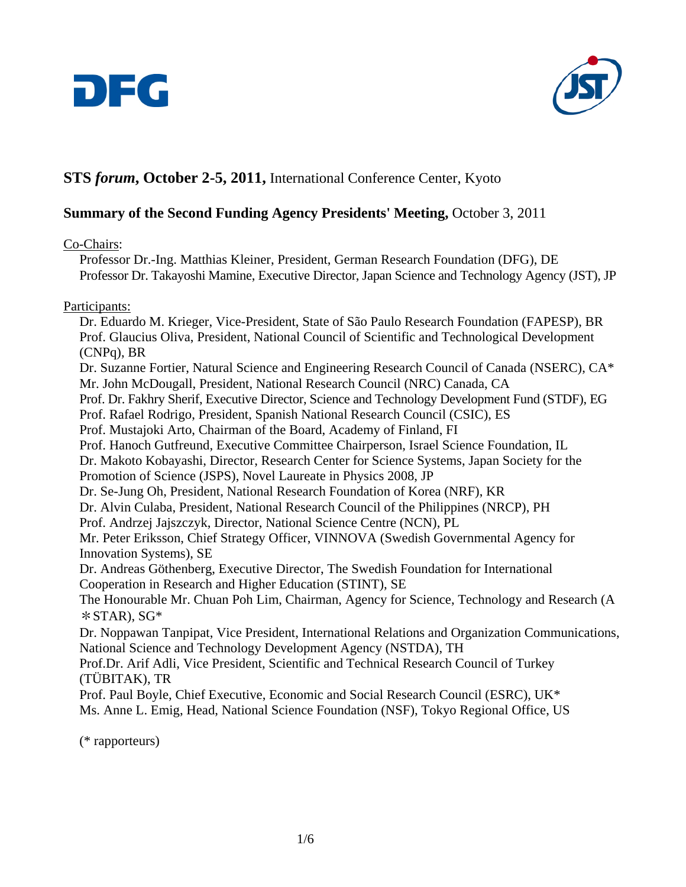DFG

JST

# STS *forum*, October 2-5, 2011, International Conference Center, Kyoto

## Summary of the Second Funding Agency Presidents' Meeting, October 3, 2011

Co-Chairs:

Professor Dr.-Ing. Matthias Kleiner, President, German Research Foundation (DFG), DE
Professor Dr. Takayoshi Mamine, Executive Director, Japan Science and Technology Agency (JST), JP

Participants:

Dr. Eduardo M. Krieger, Vice-President, State of São Paulo Research Foundation (FAPESP), BR
Prof. Glaucius Oliva, President, National Council of Scientific and Technological Development (CNPq), BR
Dr. Suzanne Fortier, Natural Science and Engineering Research Council of Canada (NSERC), CA*
Mr. John McDougall, President, National Research Council (NRC) Canada, CA
Prof. Dr. Fakhry Sherif, Executive Director, Science and Technology Development Fund (STDF), EG
Prof. Rafael Rodrigo, President, Spanish National Research Council (CSIC), ES
Prof. Mustajoki Arto, Chairman of the Board, Academy of Finland, FI
Prof. Hanoch Gutfreund, Executive Committee Chairperson, Israel Science Foundation, IL
Dr. Makoto Kobayashi, Director, Research Center for Science Systems, Japan Society for the Promotion of Science (JSPS), Novel Laureate in Physics 2008, JP
Dr. Se-Jung Oh, President, National Research Foundation of Korea (NRF), KR
Dr. Alvin Culaba, President, National Research Council of the Philippines (NRCP), PH
Prof. Andrzej Jajszczyk, Director, National Science Centre (NCN), PL
Mr. Peter Eriksson, Chief Strategy Officer, VINNOVA (Swedish Governmental Agency for Innovation Systems), SE
Dr. Andreas Göthenberg, Executive Director, The Swedish Foundation for International Cooperation in Research and Higher Education (STINT), SE
The Honourable Mr. Chuan Poh Lim, Chairman, Agency for Science, Technology and Research (A＊STAR), SG*
Dr. Noppawan Tanpipat, Vice President, International Relations and Organization Communications, National Science and Technology Development Agency (NSTDA), TH
Prof.Dr. Arif Adli, Vice President, Scientific and Technical Research Council of Turkey (TÜBITAK), TR
Prof. Paul Boyle, Chief Executive, Economic and Social Research Council (ESRC), UK*
Ms. Anne L. Emig, Head, National Science Foundation (NSF), Tokyo Regional Office, US

(* rapporteurs)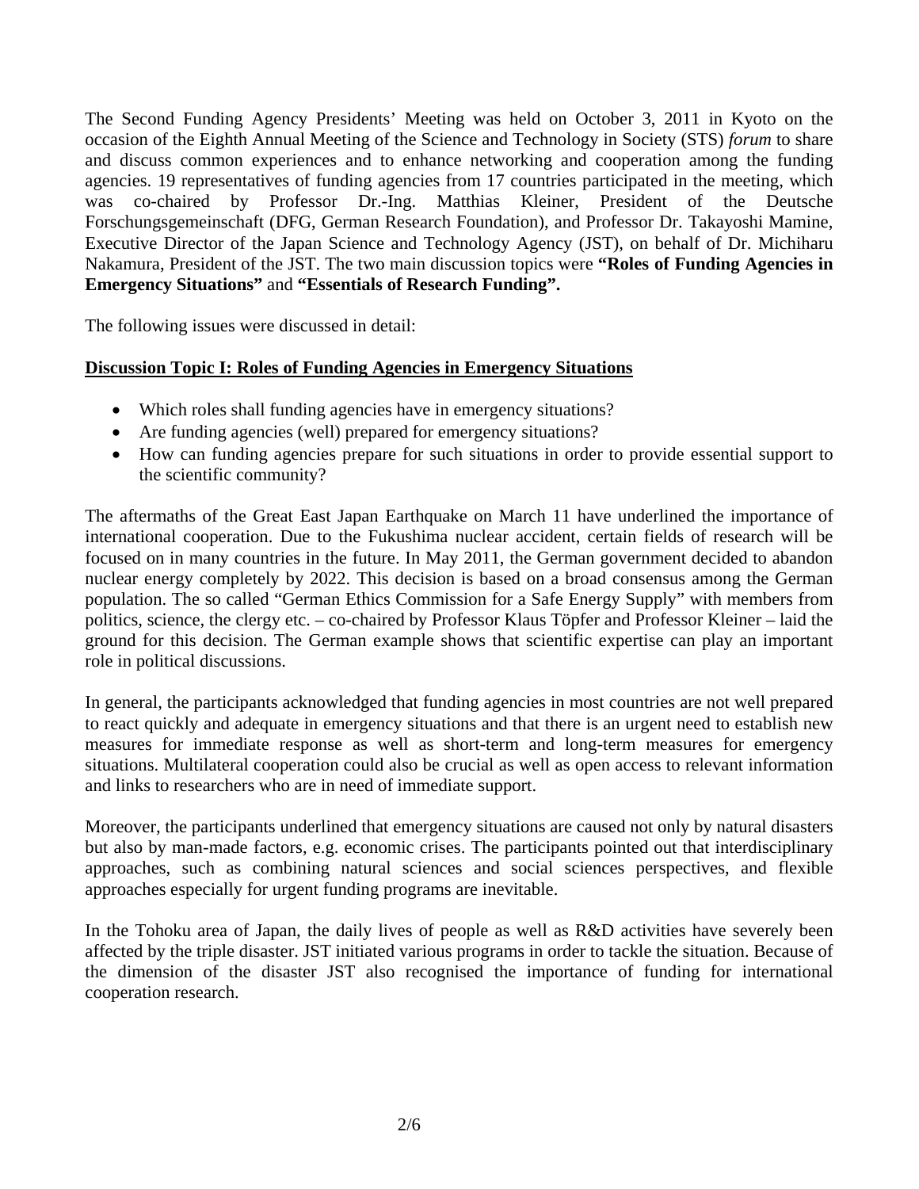The Second Funding Agency Presidents' Meeting was held on October 3, 2011 in Kyoto on the occasion of the Eighth Annual Meeting of the Science and Technology in Society (STS) *forum* to share and discuss common experiences and to enhance networking and cooperation among the funding agencies. 19 representatives of funding agencies from 17 countries participated in the meeting, which was co-chaired by Professor Dr.-Ing. Matthias Kleiner, President of the Deutsche Forschungsgemeinschaft (DFG, German Research Foundation), and Professor Dr. Takayoshi Mamine, Executive Director of the Japan Science and Technology Agency (JST), on behalf of Dr. Michiharu Nakamura, President of the JST. The two main discussion topics were **"Roles of Funding Agencies in Emergency Situations"** and **"Essentials of Research Funding".**

The following issues were discussed in detail:

## Discussion Topic I: Roles of Funding Agencies in Emergency Situations

- Which roles shall funding agencies have in emergency situations?
- Are funding agencies (well) prepared for emergency situations?
- How can funding agencies prepare for such situations in order to provide essential support to the scientific community?

The aftermaths of the Great East Japan Earthquake on March 11 have underlined the importance of international cooperation. Due to the Fukushima nuclear accident, certain fields of research will be focused on in many countries in the future. In May 2011, the German government decided to abandon nuclear energy completely by 2022. This decision is based on a broad consensus among the German population. The so called "German Ethics Commission for a Safe Energy Supply" with members from politics, science, the clergy etc. – co-chaired by Professor Klaus Töpfer and Professor Kleiner – laid the ground for this decision. The German example shows that scientific expertise can play an important role in political discussions.

In general, the participants acknowledged that funding agencies in most countries are not well prepared to react quickly and adequate in emergency situations and that there is an urgent need to establish new measures for immediate response as well as short-term and long-term measures for emergency situations. Multilateral cooperation could also be crucial as well as open access to relevant information and links to researchers who are in need of immediate support.

Moreover, the participants underlined that emergency situations are caused not only by natural disasters but also by man-made factors, e.g. economic crises. The participants pointed out that interdisciplinary approaches, such as combining natural sciences and social sciences perspectives, and flexible approaches especially for urgent funding programs are inevitable.

In the Tohoku area of Japan, the daily lives of people as well as R&D activities have severely been affected by the triple disaster. JST initiated various programs in order to tackle the situation. Because of the dimension of the disaster JST also recognised the importance of funding for international cooperation research.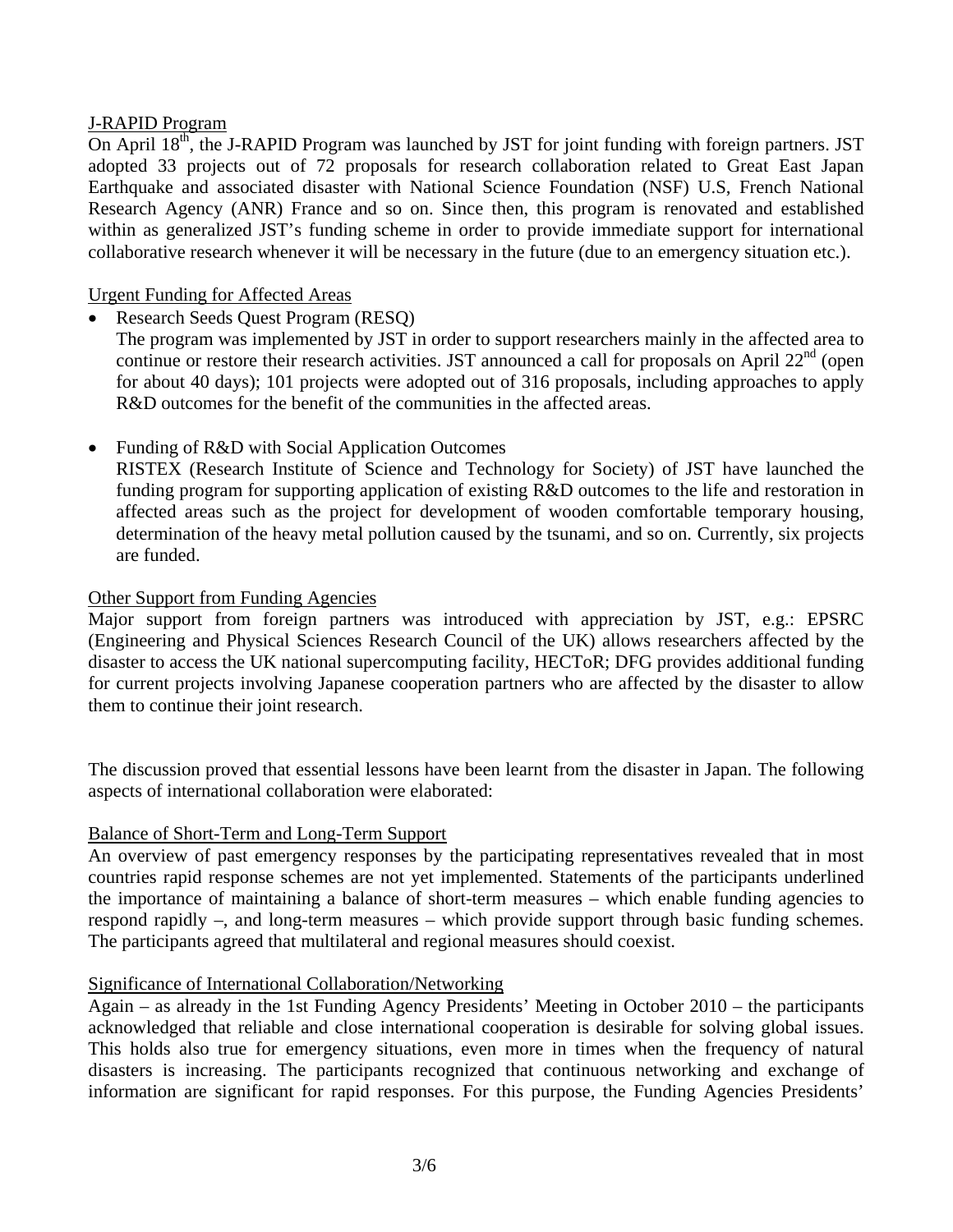### J-RAPID Program

On April 18th, the J-RAPID Program was launched by JST for joint funding with foreign partners. JST adopted 33 projects out of 72 proposals for research collaboration related to Great East Japan Earthquake and associated disaster with National Science Foundation (NSF) U.S, French National Research Agency (ANR) France and so on. Since then, this program is renovated and established within as generalized JST's funding scheme in order to provide immediate support for international collaborative research whenever it will be necessary in the future (due to an emergency situation etc.).

### Urgent Funding for Affected Areas

- Research Seeds Quest Program (RESQ)
  The program was implemented by JST in order to support researchers mainly in the affected area to continue or restore their research activities. JST announced a call for proposals on April 22nd (open for about 40 days); 101 projects were adopted out of 316 proposals, including approaches to apply R&D outcomes for the benefit of the communities in the affected areas.

- Funding of R&D with Social Application Outcomes
  RISTEX (Research Institute of Science and Technology for Society) of JST have launched the funding program for supporting application of existing R&D outcomes to the life and restoration in affected areas such as the project for development of wooden comfortable temporary housing, determination of the heavy metal pollution caused by the tsunami, and so on. Currently, six projects are funded.

### Other Support from Funding Agencies

Major support from foreign partners was introduced with appreciation by JST, e.g.: EPSRC (Engineering and Physical Sciences Research Council of the UK) allows researchers affected by the disaster to access the UK national supercomputing facility, HECToR; DFG provides additional funding for current projects involving Japanese cooperation partners who are affected by the disaster to allow them to continue their joint research.

The discussion proved that essential lessons have been learnt from the disaster in Japan. The following aspects of international collaboration were elaborated:

### Balance of Short-Term and Long-Term Support

An overview of past emergency responses by the participating representatives revealed that in most countries rapid response schemes are not yet implemented. Statements of the participants underlined the importance of maintaining a balance of short-term measures – which enable funding agencies to respond rapidly –, and long-term measures – which provide support through basic funding schemes. The participants agreed that multilateral and regional measures should coexist.

### Significance of International Collaboration/Networking

Again – as already in the 1st Funding Agency Presidents' Meeting in October 2010 – the participants acknowledged that reliable and close international cooperation is desirable for solving global issues. This holds also true for emergency situations, even more in times when the frequency of natural disasters is increasing. The participants recognized that continuous networking and exchange of information are significant for rapid responses. For this purpose, the Funding Agencies Presidents'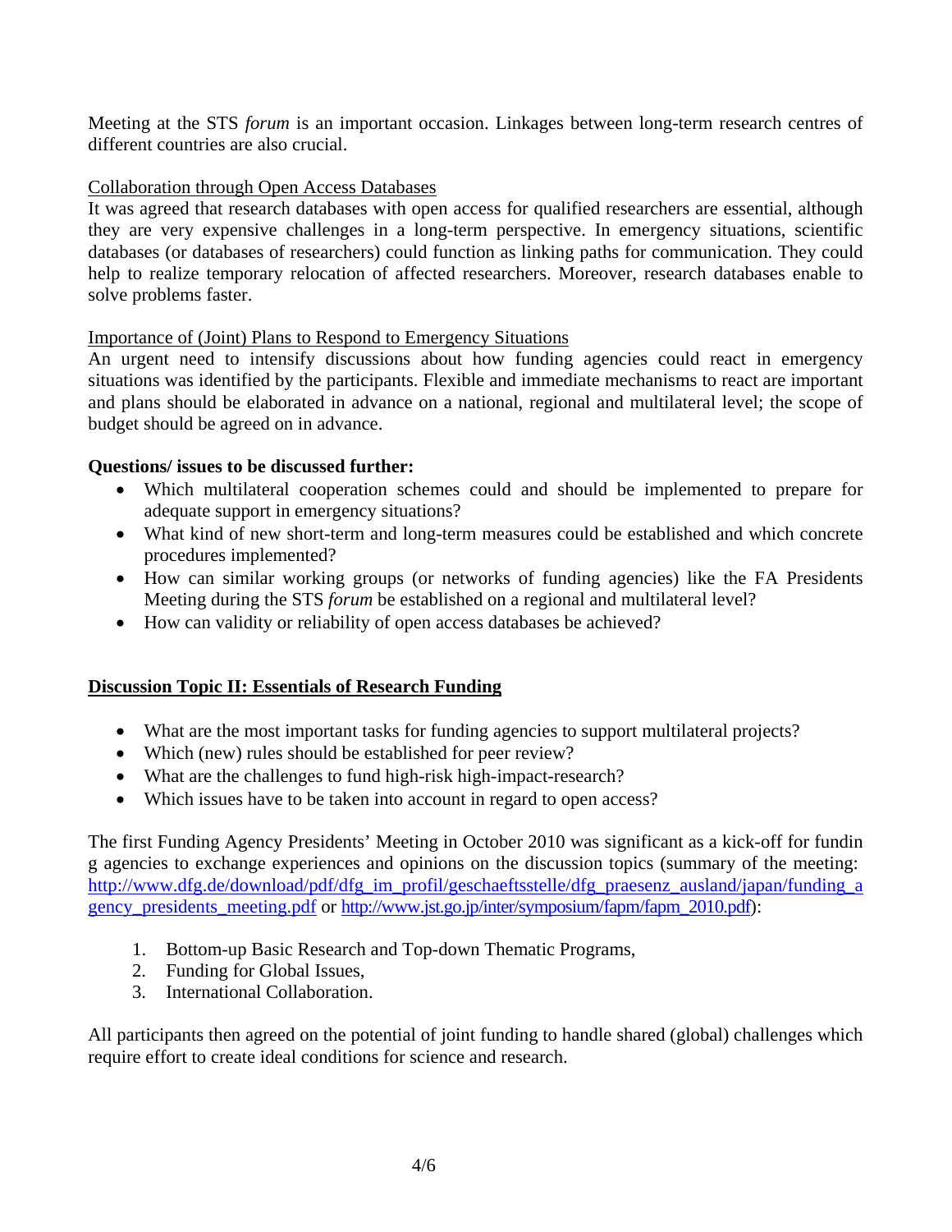Meeting at the STS *forum* is an important occasion. Linkages between long-term research centres of different countries are also crucial.

Collaboration through Open Access Databases

It was agreed that research databases with open access for qualified researchers are essential, although they are very expensive challenges in a long-term perspective. In emergency situations, scientific databases (or databases of researchers) could function as linking paths for communication. They could help to realize temporary relocation of affected researchers. Moreover, research databases enable to solve problems faster.

Importance of (Joint) Plans to Respond to Emergency Situations

An urgent need to intensify discussions about how funding agencies could react in emergency situations was identified by the participants. Flexible and immediate mechanisms to react are important and plans should be elaborated in advance on a national, regional and multilateral level; the scope of budget should be agreed on in advance.

**Questions/ issues to be discussed further:**

- Which multilateral cooperation schemes could and should be implemented to prepare for adequate support in emergency situations?
- What kind of new short-term and long-term measures could be established and which concrete procedures implemented?
- How can similar working groups (or networks of funding agencies) like the FA Presidents Meeting during the STS *forum* be established on a regional and multilateral level?
- How can validity or reliability of open access databases be achieved?

## Discussion Topic II: Essentials of Research Funding

- What are the most important tasks for funding agencies to support multilateral projects?
- Which (new) rules should be established for peer review?
- What are the challenges to fund high-risk high-impact-research?
- Which issues have to be taken into account in regard to open access?

The first Funding Agency Presidents' Meeting in October 2010 was significant as a kick-off for funding agencies to exchange experiences and opinions on the discussion topics (summary of the meeting: http://www.dfg.de/download/pdf/dfg_im_profil/geschaeftsstelle/dfg_praesenz_ausland/japan/funding_agency_presidents_meeting.pdf or http://www.jst.go.jp/inter/symposium/fapm/fapm_2010.pdf):

1. Bottom-up Basic Research and Top-down Thematic Programs,
2. Funding for Global Issues,
3. International Collaboration.

All participants then agreed on the potential of joint funding to handle shared (global) challenges which require effort to create ideal conditions for science and research.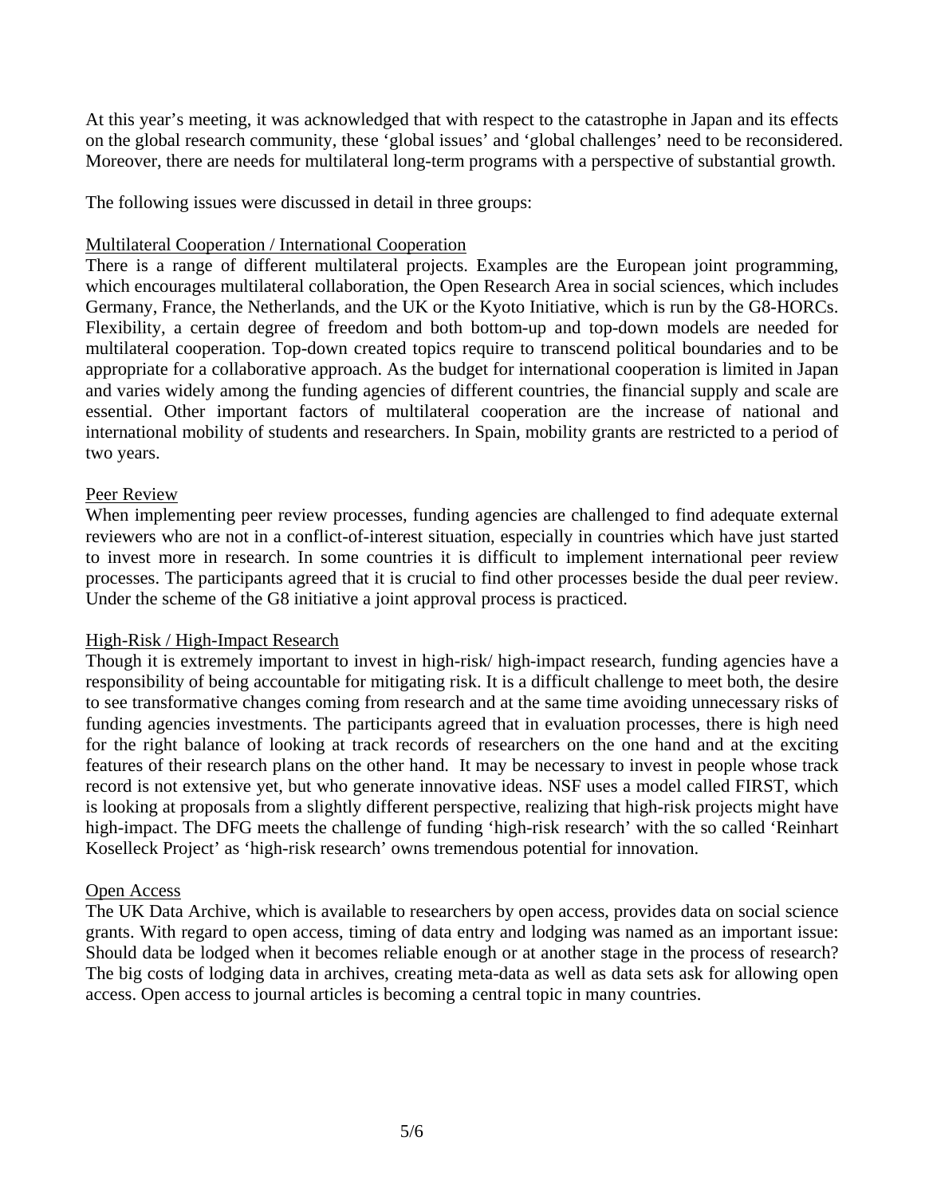At this year's meeting, it was acknowledged that with respect to the catastrophe in Japan and its effects on the global research community, these 'global issues' and 'global challenges' need to be reconsidered. Moreover, there are needs for multilateral long-term programs with a perspective of substantial growth.

The following issues were discussed in detail in three groups:

<u>Multilateral Cooperation / International Cooperation</u>

There is a range of different multilateral projects. Examples are the European joint programming, which encourages multilateral collaboration, the Open Research Area in social sciences, which includes Germany, France, the Netherlands, and the UK or the Kyoto Initiative, which is run by the G8-HORCs. Flexibility, a certain degree of freedom and both bottom-up and top-down models are needed for multilateral cooperation. Top-down created topics require to transcend political boundaries and to be appropriate for a collaborative approach. As the budget for international cooperation is limited in Japan and varies widely among the funding agencies of different countries, the financial supply and scale are essential. Other important factors of multilateral cooperation are the increase of national and international mobility of students and researchers. In Spain, mobility grants are restricted to a period of two years.

<u>Peer Review</u>

When implementing peer review processes, funding agencies are challenged to find adequate external reviewers who are not in a conflict-of-interest situation, especially in countries which have just started to invest more in research. In some countries it is difficult to implement international peer review processes. The participants agreed that it is crucial to find other processes beside the dual peer review. Under the scheme of the G8 initiative a joint approval process is practiced.

<u>High-Risk / High-Impact Research</u>

Though it is extremely important to invest in high-risk/ high-impact research, funding agencies have a responsibility of being accountable for mitigating risk. It is a difficult challenge to meet both, the desire to see transformative changes coming from research and at the same time avoiding unnecessary risks of funding agencies investments. The participants agreed that in evaluation processes, there is high need for the right balance of looking at track records of researchers on the one hand and at the exciting features of their research plans on the other hand. It may be necessary to invest in people whose track record is not extensive yet, but who generate innovative ideas. NSF uses a model called FIRST, which is looking at proposals from a slightly different perspective, realizing that high-risk projects might have high-impact. The DFG meets the challenge of funding 'high-risk research' with the so called 'Reinhart Koselleck Project' as 'high-risk research' owns tremendous potential for innovation.

<u>Open Access</u>

The UK Data Archive, which is available to researchers by open access, provides data on social science grants. With regard to open access, timing of data entry and lodging was named as an important issue: Should data be lodged when it becomes reliable enough or at another stage in the process of research? The big costs of lodging data in archives, creating meta-data as well as data sets ask for allowing open access. Open access to journal articles is becoming a central topic in many countries.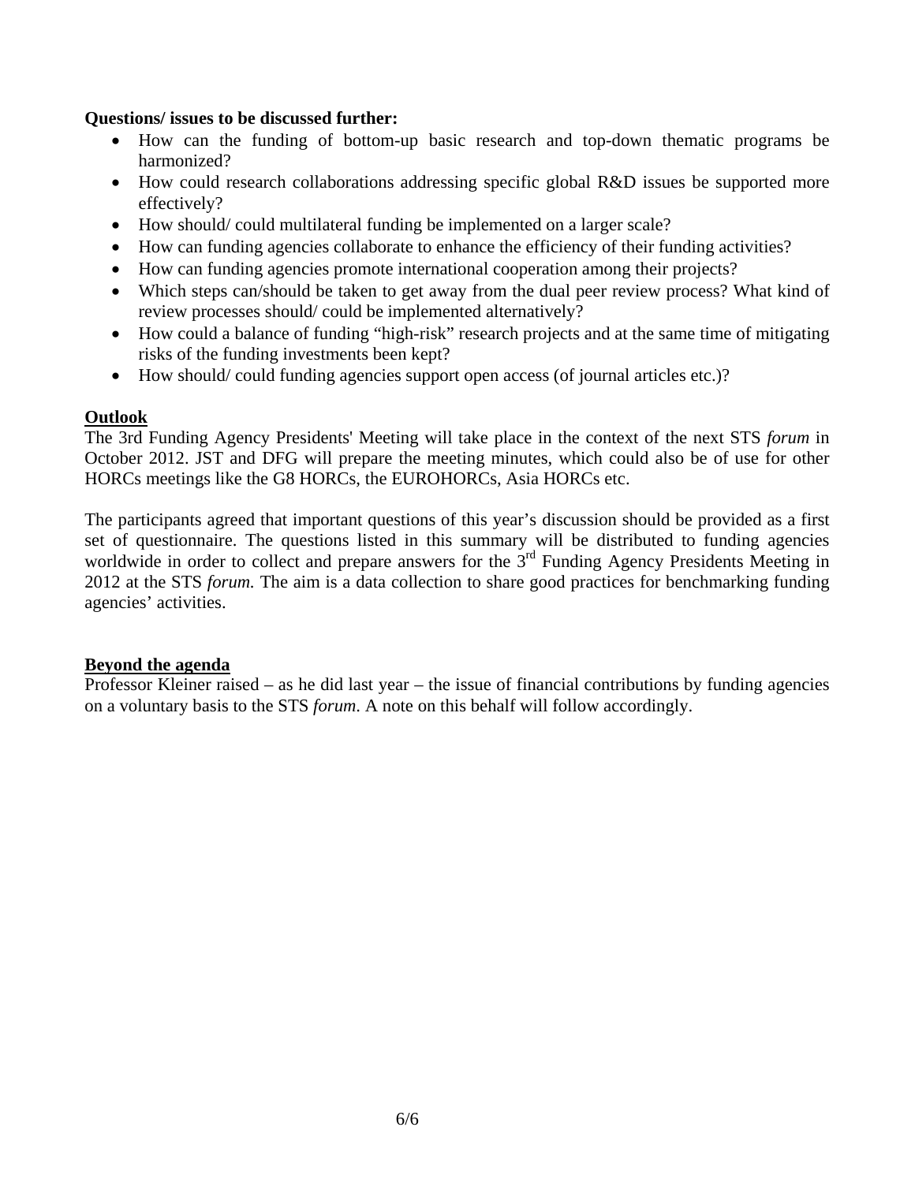**Questions/ issues to be discussed further:**

- How can the funding of bottom-up basic research and top-down thematic programs be harmonized?
- How could research collaborations addressing specific global R&D issues be supported more effectively?
- How should/ could multilateral funding be implemented on a larger scale?
- How can funding agencies collaborate to enhance the efficiency of their funding activities?
- How can funding agencies promote international cooperation among their projects?
- Which steps can/should be taken to get away from the dual peer review process? What kind of review processes should/ could be implemented alternatively?
- How could a balance of funding "high-risk" research projects and at the same time of mitigating risks of the funding investments been kept?
- How should/ could funding agencies support open access (of journal articles etc.)?

## Outlook

The 3rd Funding Agency Presidents' Meeting will take place in the context of the next STS *forum* in October 2012. JST and DFG will prepare the meeting minutes, which could also be of use for other HORCs meetings like the G8 HORCs, the EUROHORCs, Asia HORCs etc.

The participants agreed that important questions of this year's discussion should be provided as a first set of questionnaire. The questions listed in this summary will be distributed to funding agencies worldwide in order to collect and prepare answers for the 3rd Funding Agency Presidents Meeting in 2012 at the STS *forum.* The aim is a data collection to share good practices for benchmarking funding agencies' activities.

## Beyond the agenda

Professor Kleiner raised – as he did last year – the issue of financial contributions by funding agencies on a voluntary basis to the STS *forum*. A note on this behalf will follow accordingly.